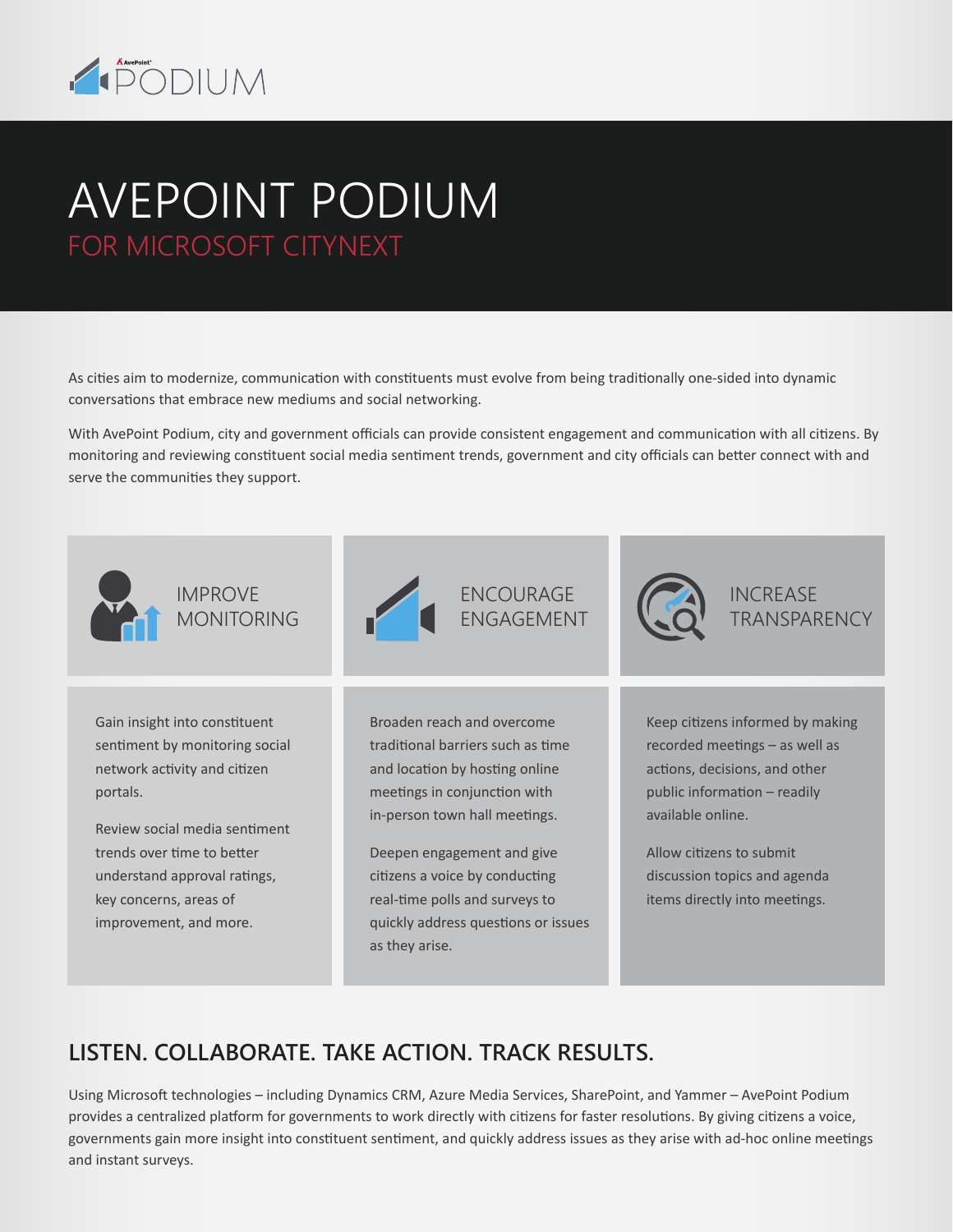# AVEPOINT PODIUM

## FOR MICROSOFT CITYNEXT

As cities aim to modernize, communication with constituents must evolve from being traditionally one-sided into dynamic conversations that embrace new mediums and social networking.

With AvePoint Podium, city and government officials can provide consistent engagement and communication with all citizens. By monitoring and reviewing constituent social media sentiment trends, government and city officials can better connect with and serve the communities they support.

### IMPROVE MONITORING

Gain insight into constituent sentiment by monitoring social network activity and citizen portals.

Review social media sentiment trends over time to better understand approval ratings, key concerns, areas of improvement, and more.

### ENCOURAGE ENGAGEMENT

Broaden reach and overcome traditional barriers such as time and location by hosting online meetings in conjunction with in-person town hall meetings.

Deepen engagement and give citizens a voice by conducting real-time polls and surveys to quickly address questions or issues as they arise.

### INCREASE TRANSPARENCY

Keep citizens informed by making recorded meetings – as well as actions, decisions, and other public information – readily available online.

Allow citizens to submit discussion topics and agenda items directly into meetings.

## LISTEN. COLLABORATE. TAKE ACTION. TRACK RESULTS.

Using Microsoft technologies – including Dynamics CRM, Azure Media Services, SharePoint, and Yammer – AvePoint Podium provides a centralized platform for governments to work directly with citizens for faster resolutions. By giving citizens a voice, governments gain more insight into constituent sentiment, and quickly address issues as they arise with ad-hoc online meetings and instant surveys.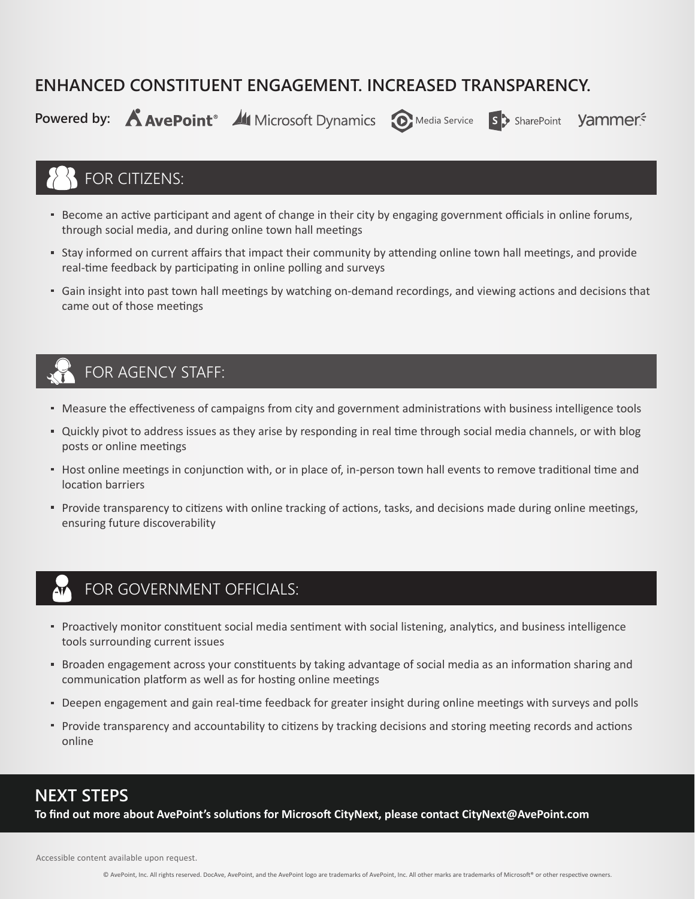## ENHANCED CONSTITUENT ENGAGEMENT. INCREASED TRANSPARENCY.

**Powered by:** AvePoint® Microsoft Dynamics Media Service SharePoint Yammer

### FOR CITIZENS:

- Become an active participant and agent of change in their city by engaging government officials in online forums, through social media, and during online town hall meetings
- Stay informed on current affairs that impact their community by attending online town hall meetings, and provide real-time feedback by participating in online polling and surveys
- Gain insight into past town hall meetings by watching on-demand recordings, and viewing actions and decisions that came out of those meetings

### FOR AGENCY STAFF:

- Measure the effectiveness of campaigns from city and government administrations with business intelligence tools
- Quickly pivot to address issues as they arise by responding in real time through social media channels, or with blog posts or online meetings
- Host online meetings in conjunction with, or in place of, in-person town hall events to remove traditional time and location barriers
- Provide transparency to citizens with online tracking of actions, tasks, and decisions made during online meetings, ensuring future discoverability

### FOR GOVERNMENT OFFICIALS:

- Proactively monitor constituent social media sentiment with social listening, analytics, and business intelligence tools surrounding current issues
- Broaden engagement across your constituents by taking advantage of social media as an information sharing and communication platform as well as for hosting online meetings
- Deepen engagement and gain real-time feedback for greater insight during online meetings with surveys and polls
- Provide transparency and accountability to citizens by tracking decisions and storing meeting records and actions online

## NEXT STEPS

**To find out more about AvePoint's solutions for Microsoft CityNext, please contact CityNext@AvePoint.com**

Accessible content available upon request.

© AvePoint, Inc. All rights reserved. DocAve, AvePoint, and the AvePoint logo are trademarks of AvePoint, Inc. All other marks are trademarks of Microsoft® or other respective owners.